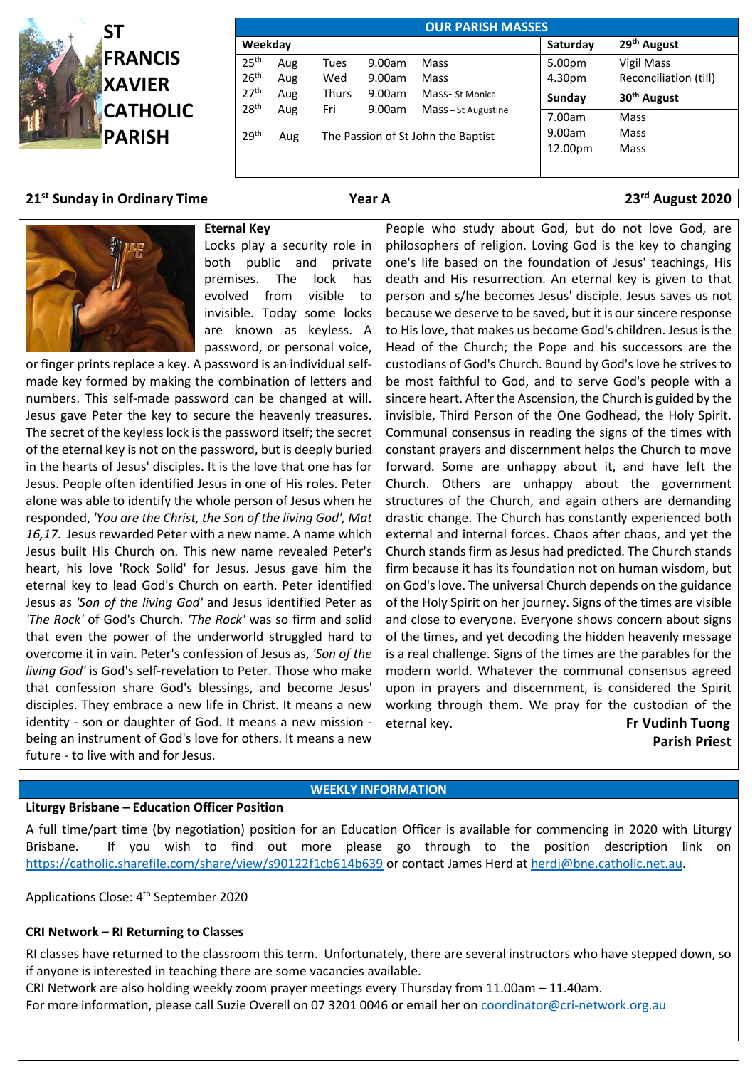# ST FRANCIS XAVIER CATHOLIC PARISH

## OUR PARISH MASSES

| Weekday | | | | | Saturday | 29th August |
|---|---|---|---|---|---|---|
| 25th | Aug | Tues | 9.00am | Mass | 5.00pm | Vigil Mass |
| 26th | Aug | Wed | 9.00am | Mass | 4.30pm | Reconciliation (till) |
| 27th | Aug | Thurs | 9.00am | Mass- St Monica | **Sunday** | **30th August** |
| 28th | Aug | Fri | 9.00am | Mass – St Augustine | 7.00am | Mass |
| 29th | Aug | The Passion of St John the Baptist | | | 9.00am | Mass |
| | | | | | 12.00pm | Mass |

**21st Sunday in Ordinary Time** **Year A** **23rd August 2020**

### Eternal Key

Locks play a security role in both public and private premises. The lock has evolved from visible to invisible. Today some locks are known as keyless. A password, or personal voice, or finger prints replace a key. A password is an individual self-made key formed by making the combination of letters and numbers. This self-made password can be changed at will. Jesus gave Peter the key to secure the heavenly treasures. The secret of the keyless lock is the password itself; the secret of the eternal key is not on the password, but is deeply buried in the hearts of Jesus' disciples. It is the love that one has for Jesus. People often identified Jesus in one of His roles. Peter alone was able to identify the whole person of Jesus when he responded, *'You are the Christ, the Son of the living God', Mat 16,17.* Jesus rewarded Peter with a new name. A name which Jesus built His Church on. This new name revealed Peter's heart, his love 'Rock Solid' for Jesus. Jesus gave him the eternal key to lead God's Church on earth. Peter identified Jesus as *'Son of the living God'* and Jesus identified Peter as *'The Rock'* of God's Church. *'The Rock'* was so firm and solid that even the power of the underworld struggled hard to overcome it in vain. Peter's confession of Jesus as, *'Son of the living God'* is God's self-revelation to Peter. Those who make that confession share God's blessings, and become Jesus' disciples. They embrace a new life in Christ. It means a new identity - son or daughter of God. It means a new mission - being an instrument of God's love for others. It means a new future - to live with and for Jesus.

People who study about God, but do not love God, are philosophers of religion. Loving God is the key to changing one's life based on the foundation of Jesus' teachings, His death and His resurrection. An eternal key is given to that person and s/he becomes Jesus' disciple. Jesus saves us not because we deserve to be saved, but it is our sincere response to His love, that makes us become God's children. Jesus is the Head of the Church; the Pope and his successors are the custodians of God's Church. Bound by God's love he strives to be most faithful to God, and to serve God's people with a sincere heart. After the Ascension, the Church is guided by the invisible, Third Person of the One Godhead, the Holy Spirit. Communal consensus in reading the signs of the times with constant prayers and discernment helps the Church to move forward. Some are unhappy about it, and have left the Church. Others are unhappy about the government structures of the Church, and again others are demanding drastic change. The Church has constantly experienced both external and internal forces. Chaos after chaos, and yet the Church stands firm as Jesus had predicted. The Church stands firm because it has its foundation not on human wisdom, but on God's love. The universal Church depends on the guidance of the Holy Spirit on her journey. Signs of the times are visible and close to everyone. Everyone shows concern about signs of the times, and yet decoding the hidden heavenly message is a real challenge. Signs of the times are the parables for the modern world. Whatever the communal consensus agreed upon in prayers and discernment, is considered the Spirit working through them. We pray for the custodian of the eternal key.

**Fr Vudinh Tuong**
**Parish Priest**

## WEEKLY INFORMATION

### Liturgy Brisbane – Education Officer Position

A full time/part time (by negotiation) position for an Education Officer is available for commencing in 2020 with Liturgy Brisbane. If you wish to find out more please go through to the position description link on https://catholic.sharefile.com/share/view/s90122f1cb614b639 or contact James Herd at herdj@bne.catholic.net.au.

Applications Close: 4th September 2020

### CRI Network – RI Returning to Classes

RI classes have returned to the classroom this term. Unfortunately, there are several instructors who have stepped down, so if anyone is interested in teaching there are some vacancies available.

CRI Network are also holding weekly zoom prayer meetings every Thursday from 11.00am – 11.40am.

For more information, please call Suzie Overell on 07 3201 0046 or email her on coordinator@cri-network.org.au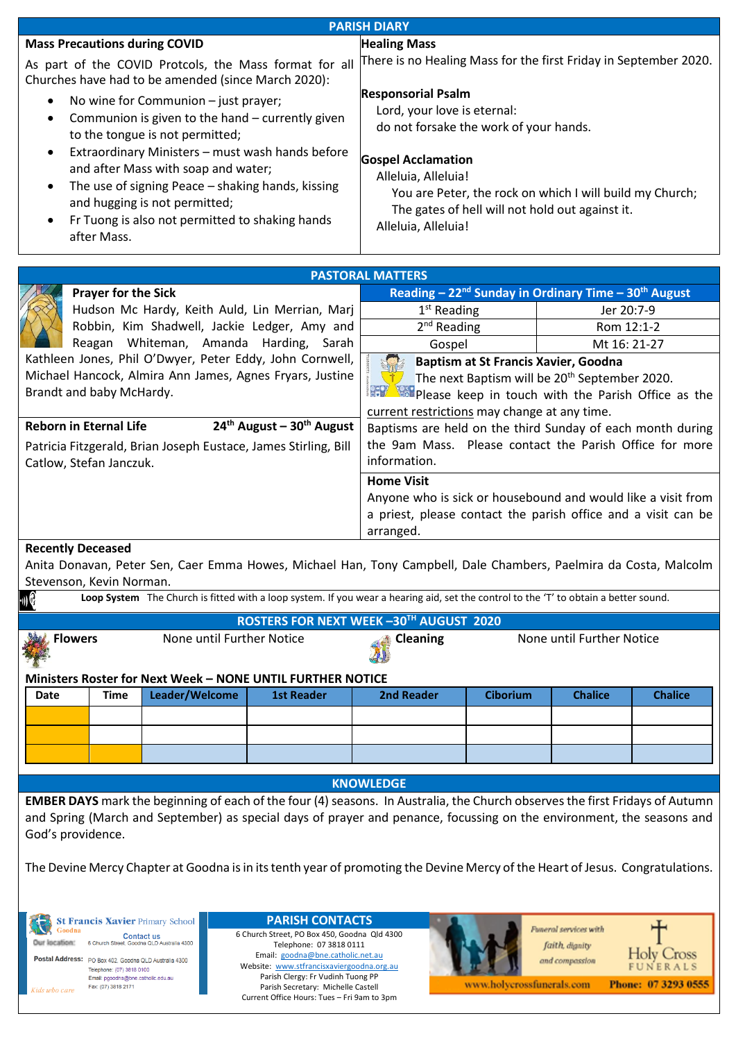## PARISH DIARY

### Mass Precautions during COVID

As part of the COVID Protcols, the Mass format for all Churches have had to be amended (since March 2020):

- No wine for Communion – just prayer;
- Communion is given to the hand – currently given to the tongue is not permitted;
- Extraordinary Ministers – must wash hands before and after Mass with soap and water;
- The use of signing Peace – shaking hands, kissing and hugging is not permitted;
- Fr Tuong is also not permitted to shaking hands after Mass.

### Healing Mass

There is no Healing Mass for the first Friday in September 2020.

### Responsorial Psalm

Lord, your love is eternal:
do not forsake the work of your hands.

### Gospel Acclamation

Alleluia, Alleluia!
You are Peter, the rock on which I will build my Church;
The gates of hell will not hold out against it.
Alleluia, Alleluia!

## PASTORAL MATTERS

### Prayer for the Sick

Hudson Mc Hardy, Keith Auld, Lin Merrian, Marj Robbin, Kim Shadwell, Jackie Ledger, Amy and Reagan Whiteman, Amanda Harding, Sarah Kathleen Jones, Phil O'Dwyer, Peter Eddy, John Cornwell, Michael Hancock, Almira Ann James, Agnes Fryars, Justine Brandt and baby McHardy.

### Reborn in Eternal Life — 24th August – 30th August

Patricia Fitzgerald, Brian Joseph Eustace, James Stirling, Bill Catlow, Stefan Janczuk.

### Reading – 22nd Sunday in Ordinary Time – 30th August

| | |
|---|---|
| 1st Reading | Jer 20:7-9 |
| 2nd Reading | Rom 12:1-2 |
| Gospel | Mt 16: 21-27 |

### Baptism at St Francis Xavier, Goodna

The next Baptism will be 20th September 2020. Please keep in touch with the Parish Office as the current restrictions may change at any time.

Baptisms are held on the third Sunday of each month during the 9am Mass. Please contact the Parish Office for more information.

### Home Visit

Anyone who is sick or housebound and would like a visit from a priest, please contact the parish office and a visit can be arranged.

### Recently Deceased

Anita Donavan, Peter Sen, Caer Emma Howes, Michael Han, Tony Campbell, Dale Chambers, Paelmira da Costa, Malcolm Stevenson, Kevin Norman.

**Loop System** The Church is fitted with a loop system. If you wear a hearing aid, set the control to the 'T' to obtain a better sound.

## ROSTERS FOR NEXT WEEK –30TH AUGUST 2020

**Flowers** None until Further Notice

**Cleaning** None until Further Notice

### Ministers Roster for Next Week – NONE UNTIL FURTHER NOTICE

| Date | Time | Leader/Welcome | 1st Reader | 2nd Reader | Ciborium | Chalice | Chalice |
|---|---|---|---|---|---|---|---|
| | | | | | | | |
| | | | | | | | |
| | | | | | | | |

## KNOWLEDGE

**EMBER DAYS** mark the beginning of each of the four (4) seasons. In Australia, the Church observes the first Fridays of Autumn and Spring (March and September) as special days of prayer and penance, focussing on the environment, the seasons and God's providence.

The Devine Mercy Chapter at Goodna is in its tenth year of promoting the Devine Mercy of the Heart of Jesus. Congratulations.

**St Francis Xavier Primary School** Goodna
Contact us
Our location: 6 Church Street, Goodna QLD Australia 4300
Postal Address: PO Box 402, Goodna QLD Australia 4300
Telephone: (07) 3818 0100
Email: pgoodna@bne.catholic.edu.au
Fax: (07) 3818 2171
Kids who care

## PARISH CONTACTS

6 Church Street, PO Box 450, Goodna Qld 4300
Telephone: 07 3818 0111
Email: goodna@bne.catholic.net.au
Website: www.stfrancisxaviergoodna.org.au
Parish Clergy: Fr Vudinh Tuong PP
Parish Secretary: Michelle Castell
Current Office Hours: Tues – Fri 9am to 3pm

Funeral services with faith, dignity and compassion
Holy Cross FUNERALS
www.holycrossfunerals.com Phone: 07 3293 0555